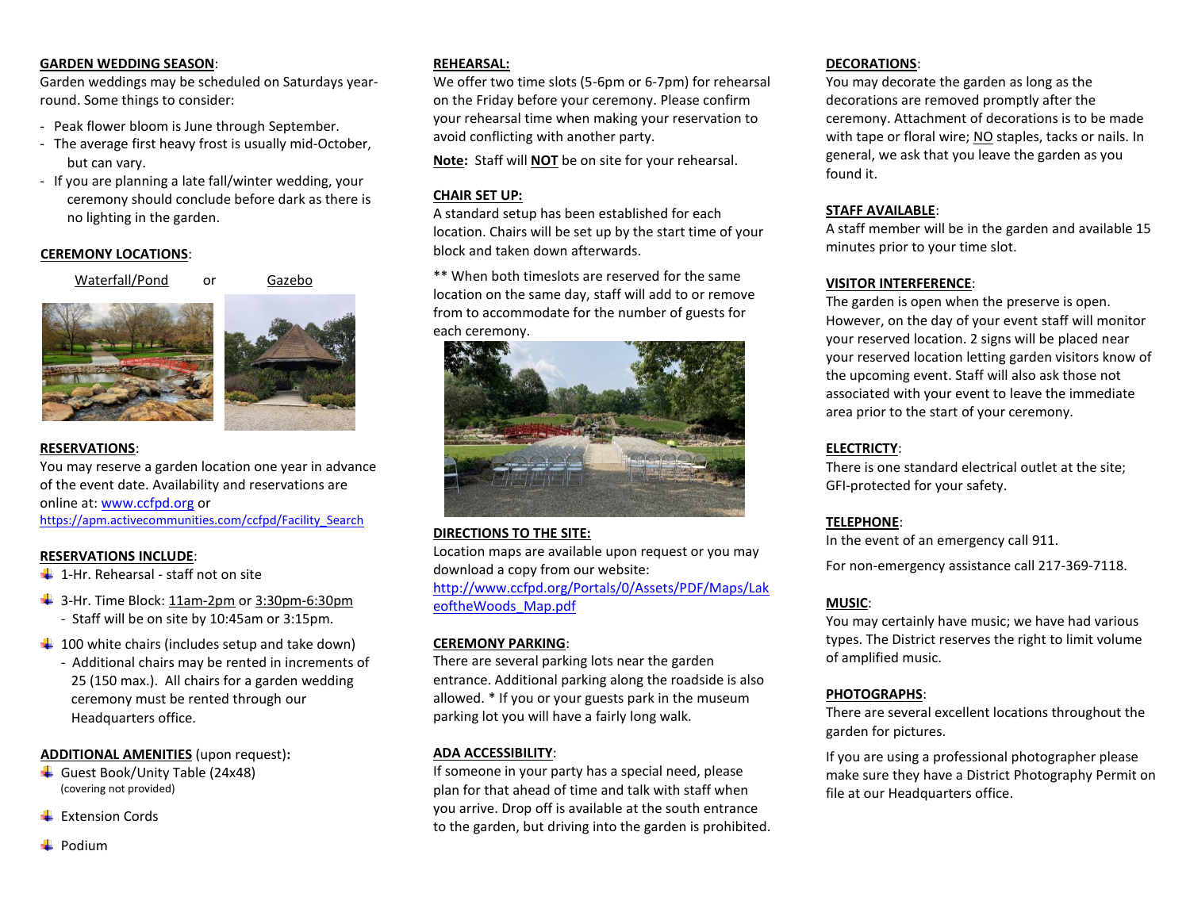**GARDEN WEDDING SEASON**:

Garden weddings may be scheduled on Saturdays year-round. Some things to consider:

- Peak flower bloom is June through September.
- The average first heavy frost is usually mid-October, but can vary.
- If you are planning a late fall/winter wedding, your ceremony should conclude before dark as there is no lighting in the garden.

**CEREMONY LOCATIONS**:

Waterfall/Pond or Gazebo

**RESERVATIONS**:

You may reserve a garden location one year in advance of the event date. Availability and reservations are online at: www.ccfpd.org or https://apm.activecommunities.com/ccfpd/Facility_Search

**RESERVATIONS INCLUDE**:

- 1-Hr. Rehearsal - staff not on site
- 3-Hr. Time Block: 11am-2pm or 3:30pm-6:30pm
  - Staff will be on site by 10:45am or 3:15pm.
- 100 white chairs (includes setup and take down)
  - Additional chairs may be rented in increments of 25 (150 max.). All chairs for a garden wedding ceremony must be rented through our Headquarters office.

**ADDITIONAL AMENITIES** (upon request)**:**

- Guest Book/Unity Table (24x48)
  (covering not provided)
- Extension Cords
- Podium

**REHEARSAL:**

We offer two time slots (5-6pm or 6-7pm) for rehearsal on the Friday before your ceremony. Please confirm your rehearsal time when making your reservation to avoid conflicting with another party.

**Note:** Staff will **NOT** be on site for your rehearsal.

**CHAIR SET UP:**

A standard setup has been established for each location. Chairs will be set up by the start time of your block and taken down afterwards.

** When both timeslots are reserved for the same location on the same day, staff will add to or remove from to accommodate for the number of guests for each ceremony.

**DIRECTIONS TO THE SITE:**

Location maps are available upon request or you may download a copy from our website: http://www.ccfpd.org/Portals/0/Assets/PDF/Maps/LakeoftheWoods_Map.pdf

**CEREMONY PARKING**:

There are several parking lots near the garden entrance. Additional parking along the roadside is also allowed. * If you or your guests park in the museum parking lot you will have a fairly long walk.

**ADA ACCESSIBILITY**:

If someone in your party has a special need, please plan for that ahead of time and talk with staff when you arrive. Drop off is available at the south entrance to the garden, but driving into the garden is prohibited.

**DECORATIONS**:

You may decorate the garden as long as the decorations are removed promptly after the ceremony. Attachment of decorations is to be made with tape or floral wire; NO staples, tacks or nails. In general, we ask that you leave the garden as you found it.

**STAFF AVAILABLE**:

A staff member will be in the garden and available 15 minutes prior to your time slot.

**VISITOR INTERFERENCE**:

The garden is open when the preserve is open. However, on the day of your event staff will monitor your reserved location. 2 signs will be placed near your reserved location letting garden visitors know of the upcoming event. Staff will also ask those not associated with your event to leave the immediate area prior to the start of your ceremony.

**ELECTRICTY**:

There is one standard electrical outlet at the site; GFI-protected for your safety.

**TELEPHONE**:

In the event of an emergency call 911.

For non-emergency assistance call 217-369-7118.

**MUSIC**:

You may certainly have music; we have had various types. The District reserves the right to limit volume of amplified music.

**PHOTOGRAPHS**:

There are several excellent locations throughout the garden for pictures.

If you are using a professional photographer please make sure they have a District Photography Permit on file at our Headquarters office.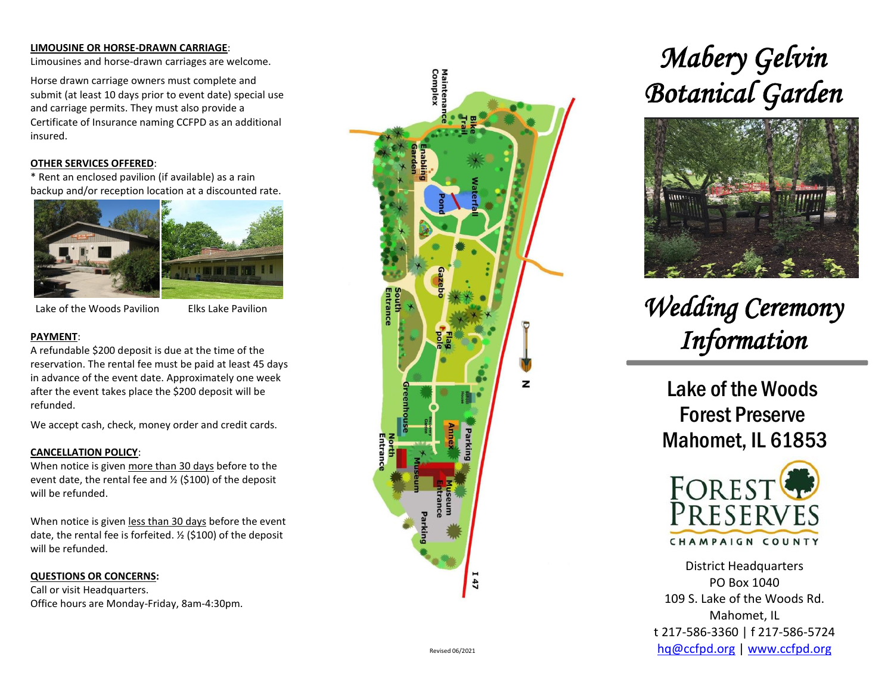**LIMOUSINE OR HORSE-DRAWN CARRIAGE**:
Limousines and horse-drawn carriages are welcome.

Horse drawn carriage owners must complete and submit (at least 10 days prior to event date) special use and carriage permits. They must also provide a Certificate of Insurance naming CCFPD as an additional insured.

**OTHER SERVICES OFFERED**:
* Rent an enclosed pavilion (if available) as a rain backup and/or reception location at a discounted rate.

Lake of the Woods Pavilion    Elks Lake Pavilion

**PAYMENT**:
A refundable $200 deposit is due at the time of the reservation. The rental fee must be paid at least 45 days in advance of the event date. Approximately one week after the event takes place the $200 deposit will be refunded.

We accept cash, check, money order and credit cards.

**CANCELLATION POLICY**:
When notice is given more than 30 days before to the event date, the rental fee and ½ ($100) of the deposit will be refunded.

When notice is given less than 30 days before the event date, the rental fee is forfeited. ½ ($100) of the deposit will be refunded.

**QUESTIONS OR CONCERNS:**
Call or visit Headquarters.
Office hours are Monday-Friday, 8am-4:30pm.

Maintenance Complex
Bike Trail
Enabling Garden
Pond
Waterfall
Gazebo
South Entrance
Flag pole
Greenhouse
Annex
Parking
North Entrance
Museum
Museum Entrance
Parking
N
I 47

Revised 06/2021

# *Mabery Gelvin Botanical Garden*

# *Wedding Ceremony Information*

## Lake of the Woods Forest Preserve
## Mahomet, IL 61853

FOREST PRESERVES
CHAMPAIGN COUNTY

District Headquarters
PO Box 1040
109 S. Lake of the Woods Rd.
Mahomet, IL
t 217-586-3360 | f 217-586-5724
hq@ccfpd.org | www.ccfpd.org